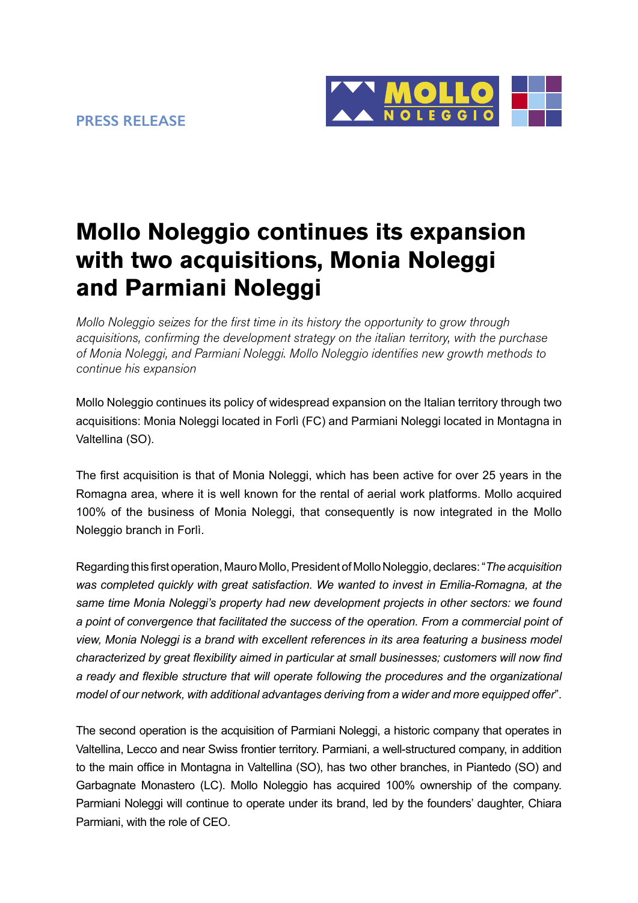PRESS RELEASE

# Mollo Noleggio continues its expansion with two acquisitions, Monia Noleggi and Parmiani Noleggi

*Mollo Noleggio seizes for the first time in its history the opportunity to grow through acquisitions, confirming the development strategy on the italian territory, with the purchase of Monia Noleggi, and Parmiani Noleggi. Mollo Noleggio identifies new growth methods to continue his expansion*

Mollo Noleggio continues its policy of widespread expansion on the Italian territory through two acquisitions: Monia Noleggi located in Forlì (FC) and Parmiani Noleggi located in Montagna in Valtellina (SO).

The first acquisition is that of Monia Noleggi, which has been active for over 25 years in the Romagna area, where it is well known for the rental of aerial work platforms. Mollo acquired 100% of the business of Monia Noleggi, that consequently is now integrated in the Mollo Noleggio branch in Forlì.

Regarding this first operation, Mauro Mollo, President of Mollo Noleggio, declares: "*The acquisition was completed quickly with great satisfaction. We wanted to invest in Emilia-Romagna, at the same time Monia Noleggi's property had new development projects in other sectors: we found a point of convergence that facilitated the success of the operation. From a commercial point of view, Monia Noleggi is a brand with excellent references in its area featuring a business model characterized by great flexibility aimed in particular at small businesses; customers will now find a ready and flexible structure that will operate following the procedures and the organizational model of our network, with additional advantages deriving from a wider and more equipped offer*".

The second operation is the acquisition of Parmiani Noleggi, a historic company that operates in Valtellina, Lecco and near Swiss frontier territory. Parmiani, a well-structured company, in addition to the main office in Montagna in Valtellina (SO), has two other branches, in Piantedo (SO) and Garbagnate Monastero (LC). Mollo Noleggio has acquired 100% ownership of the company. Parmiani Noleggi will continue to operate under its brand, led by the founders' daughter, Chiara Parmiani, with the role of CEO.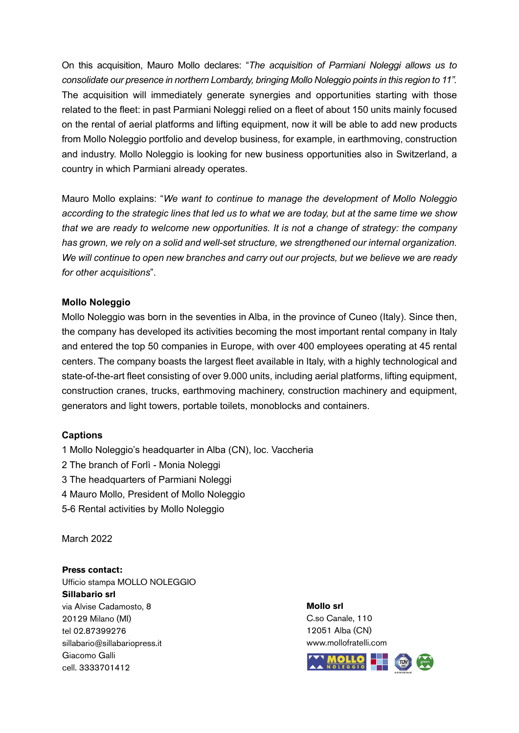On this acquisition, Mauro Mollo declares: “*The acquisition of Parmiani Noleggi allows us to consolidate our presence in northern Lombardy, bringing Mollo Noleggio points in this region to 11”.* The acquisition will immediately generate synergies and opportunities starting with those related to the fleet: in past Parmiani Noleggi relied on a fleet of about 150 units mainly focused on the rental of aerial platforms and lifting equipment, now it will be able to add new products from Mollo Noleggio portfolio and develop business, for example, in earthmoving, construction and industry. Mollo Noleggio is looking for new business opportunities also in Switzerland, a country in which Parmiani already operates.

Mauro Mollo explains: “*We want to continue to manage the development of Mollo Noleggio according to the strategic lines that led us to what we are today, but at the same time we show that we are ready to welcome new opportunities. It is not a change of strategy: the company has grown, we rely on a solid and well-set structure, we strengthened our internal organization. We will continue to open new branches and carry out our projects, but we believe we are ready for other acquisitions*”.

**Mollo Noleggio**

Mollo Noleggio was born in the seventies in Alba, in the province of Cuneo (Italy). Since then, the company has developed its activities becoming the most important rental company in Italy and entered the top 50 companies in Europe, with over 400 employees operating at 45 rental centers. The company boasts the largest fleet available in Italy, with a highly technological and state-of-the-art fleet consisting of over 9.000 units, including aerial platforms, lifting equipment, construction cranes, trucks, earthmoving machinery, construction machinery and equipment, generators and light towers, portable toilets, monoblocks and containers.

**Captions**

1 Mollo Noleggio’s headquarter in Alba (CN), loc. Vaccheria
2 The branch of Forlì - Monia Noleggi
3 The headquarters of Parmiani Noleggi
4 Mauro Mollo, President of Mollo Noleggio
5-6 Rental activities by Mollo Noleggio

March 2022

**Press contact:**
Ufficio stampa MOLLO NOLEGGIO
**Sillabario srl**
via Alvise Cadamosto, 8
20129 Milano (MI)
tel 02.87399276
sillabario@sillabariopress.it
Giacomo Galli
cell. 3333701412

**Mollo srl**
C.so Canale, 110
12051 Alba (CN)
www.mollofratelli.com